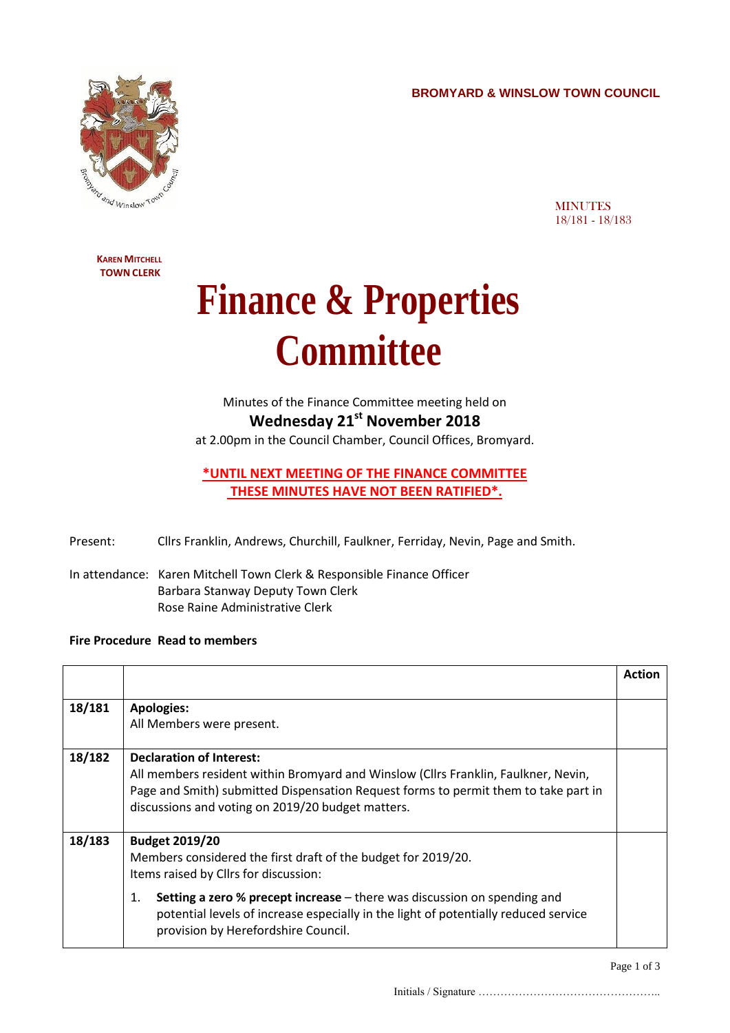**BROMYARD & WINSLOW TOWN COUNCIL**

MINUTES
18/181 - 18/183

**KAREN MITCHELL**
**TOWN CLERK**

# Finance & Properties Committee

Minutes of the Finance Committee meeting held on
**Wednesday 21st November 2018**
at 2.00pm in the Council Chamber, Council Offices, Bromyard.

**\*UNTIL NEXT MEETING OF THE FINANCE COMMITTEE THESE MINUTES HAVE NOT BEEN RATIFIED\*.**

Present: Cllrs Franklin, Andrews, Churchill, Faulkner, Ferriday, Nevin, Page and Smith.

In attendance: Karen Mitchell Town Clerk & Responsible Finance Officer
Barbara Stanway Deputy Town Clerk
Rose Raine Administrative Clerk

**Fire Procedure Read to members**

| | | **Action** |
|---|---|---|
| **18/181** | **Apologies:**<br>All Members were present. | |
| **18/182** | **Declaration of Interest:**<br>All members resident within Bromyard and Winslow (Cllrs Franklin, Faulkner, Nevin, Page and Smith) submitted Dispensation Request forms to permit them to take part in discussions and voting on 2019/20 budget matters. | |
| **18/183** | **Budget 2019/20**<br>Members considered the first draft of the budget for 2019/20.<br>Items raised by Cllrs for discussion:<br>1. **Setting a zero % precept increase** – there was discussion on spending and potential levels of increase especially in the light of potentially reduced service provision by Herefordshire Council. | |

Initials / Signature …………………………………………..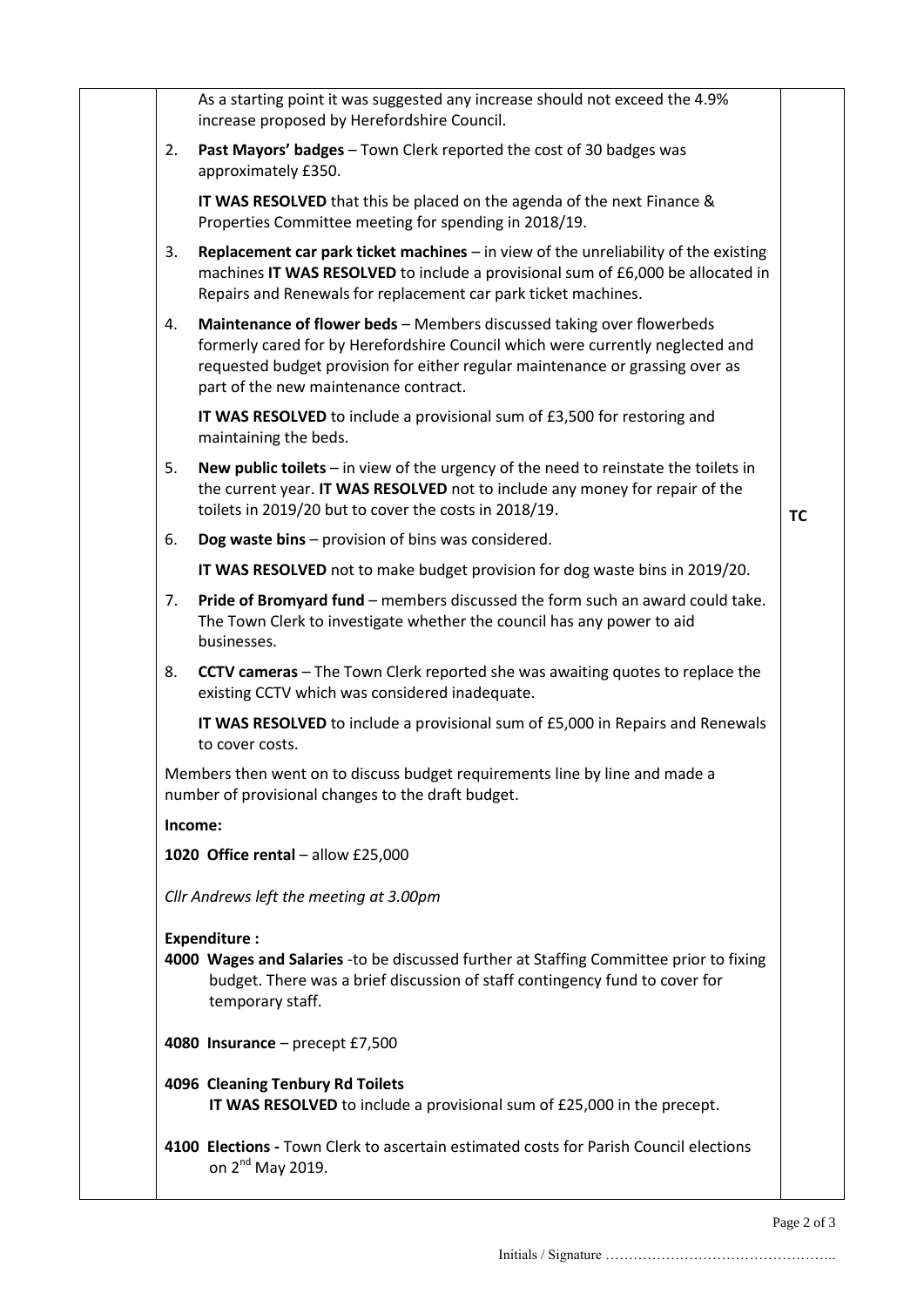As a starting point it was suggested any increase should not exceed the 4.9% increase proposed by Herefordshire Council.

2. **Past Mayors' badges** – Town Clerk reported the cost of 30 badges was approximately £350.

   **IT WAS RESOLVED** that this be placed on the agenda of the next Finance & Properties Committee meeting for spending in 2018/19.

3. **Replacement car park ticket machines** – in view of the unreliability of the existing machines **IT WAS RESOLVED** to include a provisional sum of £6,000 be allocated in Repairs and Renewals for replacement car park ticket machines.

4. **Maintenance of flower beds** – Members discussed taking over flowerbeds formerly cared for by Herefordshire Council which were currently neglected and requested budget provision for either regular maintenance or grassing over as part of the new maintenance contract.

   **IT WAS RESOLVED** to include a provisional sum of £3,500 for restoring and maintaining the beds.

5. **New public toilets** – in view of the urgency of the need to reinstate the toilets in the current year. **IT WAS RESOLVED** not to include any money for repair of the toilets in 2019/20 but to cover the costs in 2018/19. **TC**

6. **Dog waste bins** – provision of bins was considered.

   **IT WAS RESOLVED** not to make budget provision for dog waste bins in 2019/20.

7. **Pride of Bromyard fund** – members discussed the form such an award could take. The Town Clerk to investigate whether the council has any power to aid businesses.

8. **CCTV cameras** – The Town Clerk reported she was awaiting quotes to replace the existing CCTV which was considered inadequate.

   **IT WAS RESOLVED** to include a provisional sum of £5,000 in Repairs and Renewals to cover costs.

Members then went on to discuss budget requirements line by line and made a number of provisional changes to the draft budget.

**Income:**

**1020 Office rental** – allow £25,000

*Cllr Andrews left the meeting at 3.00pm*

**Expenditure :**

**4000 Wages and Salaries** -to be discussed further at Staffing Committee prior to fixing budget. There was a brief discussion of staff contingency fund to cover for temporary staff.

**4080 Insurance** – precept £7,500

**4096 Cleaning Tenbury Rd Toilets**
**IT WAS RESOLVED** to include a provisional sum of £25,000 in the precept.

**4100 Elections -** Town Clerk to ascertain estimated costs for Parish Council elections on 2nd May 2019.

Initials / Signature …………………………………………..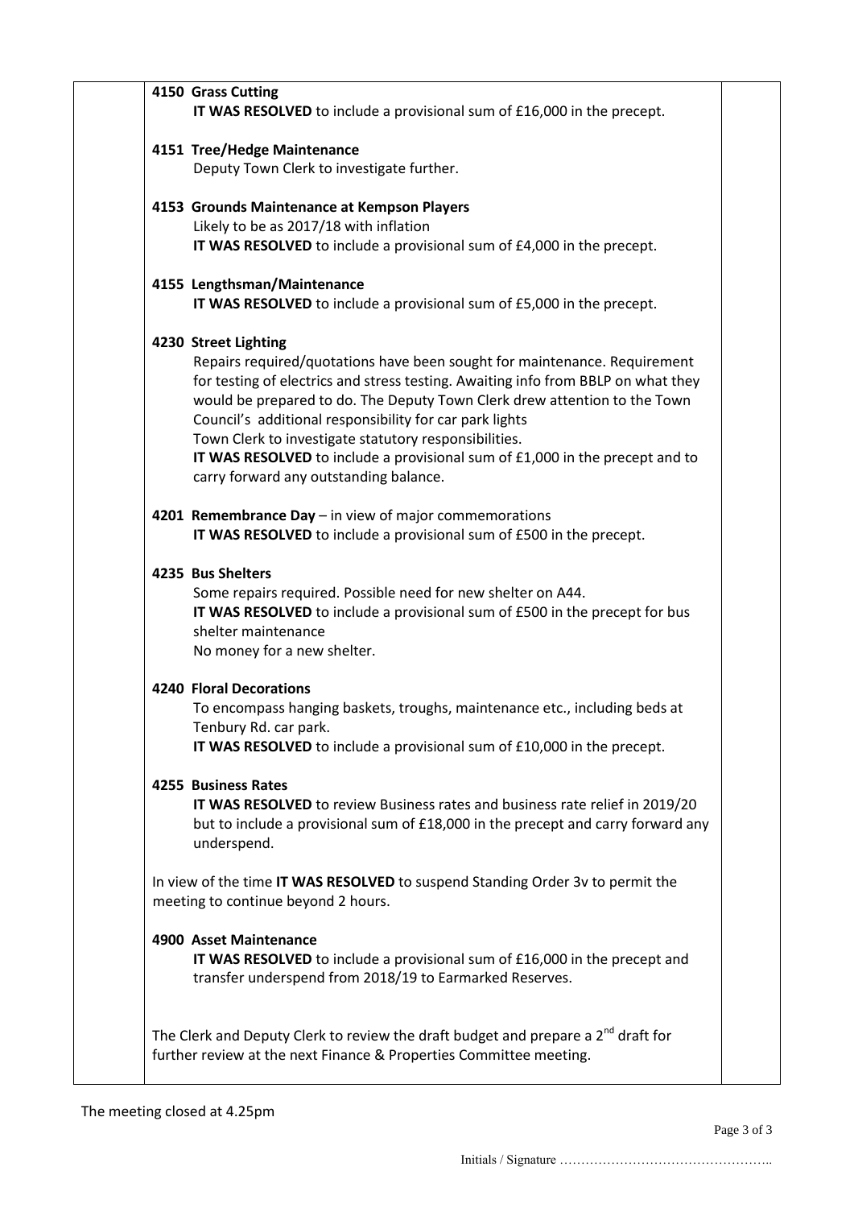**4150 Grass Cutting**

**IT WAS RESOLVED** to include a provisional sum of £16,000 in the precept.

**4151 Tree/Hedge Maintenance**

Deputy Town Clerk to investigate further.

**4153 Grounds Maintenance at Kempson Players**

Likely to be as 2017/18 with inflation

**IT WAS RESOLVED** to include a provisional sum of £4,000 in the precept.

**4155 Lengthsman/Maintenance**

**IT WAS RESOLVED** to include a provisional sum of £5,000 in the precept.

**4230 Street Lighting**

Repairs required/quotations have been sought for maintenance. Requirement for testing of electrics and stress testing. Awaiting info from BBLP on what they would be prepared to do. The Deputy Town Clerk drew attention to the Town Council's additional responsibility for car park lights

Town Clerk to investigate statutory responsibilities.

**IT WAS RESOLVED** to include a provisional sum of £1,000 in the precept and to carry forward any outstanding balance.

**4201 Remembrance Day** – in view of major commemorations

**IT WAS RESOLVED** to include a provisional sum of £500 in the precept.

**4235 Bus Shelters**

Some repairs required. Possible need for new shelter on A44.

**IT WAS RESOLVED** to include a provisional sum of £500 in the precept for bus shelter maintenance

No money for a new shelter.

**4240 Floral Decorations**

To encompass hanging baskets, troughs, maintenance etc., including beds at Tenbury Rd. car park.

**IT WAS RESOLVED** to include a provisional sum of £10,000 in the precept.

**4255 Business Rates**

**IT WAS RESOLVED** to review Business rates and business rate relief in 2019/20 but to include a provisional sum of £18,000 in the precept and carry forward any underspend.

In view of the time **IT WAS RESOLVED** to suspend Standing Order 3v to permit the meeting to continue beyond 2 hours.

**4900 Asset Maintenance**

**IT WAS RESOLVED** to include a provisional sum of £16,000 in the precept and transfer underspend from 2018/19 to Earmarked Reserves.

The Clerk and Deputy Clerk to review the draft budget and prepare a 2nd draft for further review at the next Finance & Properties Committee meeting.

The meeting closed at 4.25pm

Initials / Signature …………………………………………..